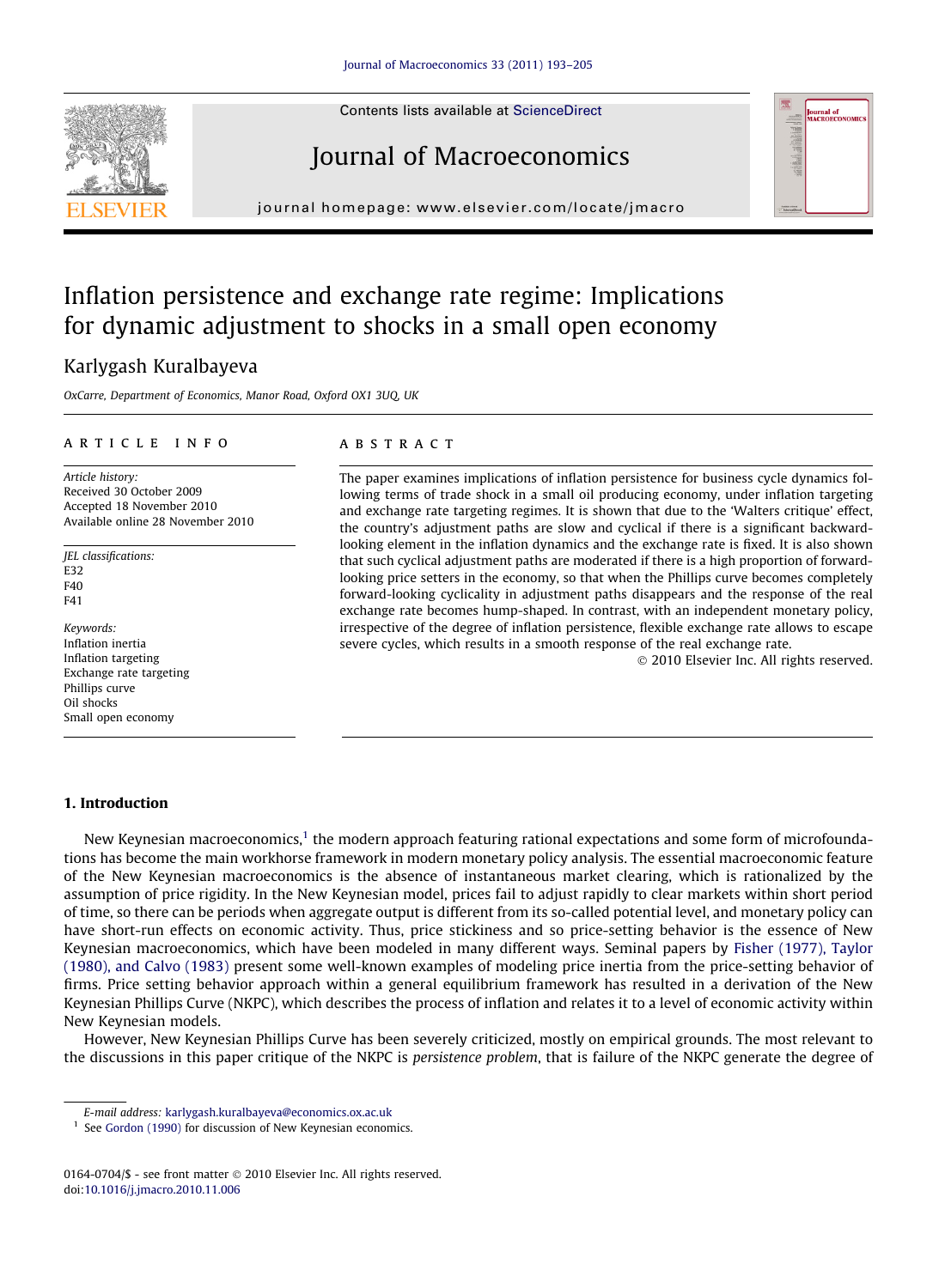# Inflation persistence and exchange rate regime: Implications for dynamic adjustment to shocks in a small open economy

Karlygash Kuralbayeva

*OxCarre, Department of Economics, Manor Road, Oxford OX1 3UQ, UK*

## ARTICLE INFO

*Article history:*
Received 30 October 2009
Accepted 18 November 2010
Available online 28 November 2010

*JEL classifications:*
E32
F40
F41

*Keywords:*
Inflation inertia
Inflation targeting
Exchange rate targeting
Phillips curve
Oil shocks
Small open economy

## ABSTRACT

The paper examines implications of inflation persistence for business cycle dynamics following terms of trade shock in a small oil producing economy, under inflation targeting and exchange rate targeting regimes. It is shown that due to the 'Walters critique' effect, the country's adjustment paths are slow and cyclical if there is a significant backward-looking element in the inflation dynamics and the exchange rate is fixed. It is also shown that such cyclical adjustment paths are moderated if there is a high proportion of forward-looking price setters in the economy, so that when the Phillips curve becomes completely forward-looking cyclicality in adjustment paths disappears and the response of the real exchange rate becomes hump-shaped. In contrast, with an independent monetary policy, irrespective of the degree of inflation persistence, flexible exchange rate allows to escape severe cycles, which results in a smooth response of the real exchange rate.

© 2010 Elsevier Inc. All rights reserved.

## 1. Introduction

New Keynesian macroeconomics,[1] the modern approach featuring rational expectations and some form of microfoundations has become the main workhorse framework in modern monetary policy analysis. The essential macroeconomic feature of the New Keynesian macroeconomics is the absence of instantaneous market clearing, which is rationalized by the assumption of price rigidity. In the New Keynesian model, prices fail to adjust rapidly to clear markets within short period of time, so there can be periods when aggregate output is different from its so-called potential level, and monetary policy can have short-run effects on economic activity. Thus, price stickiness and so price-setting behavior is the essence of New Keynesian macroeconomics, which have been modeled in many different ways. Seminal papers by Fisher (1977), Taylor (1980), and Calvo (1983) present some well-known examples of modeling price inertia from the price-setting behavior of firms. Price setting behavior approach within a general equilibrium framework has resulted in a derivation of the New Keynesian Phillips Curve (NKPC), which describes the process of inflation and relates it to a level of economic activity within New Keynesian models.

However, New Keynesian Phillips Curve has been severely criticized, mostly on empirical grounds. The most relevant to the discussions in this paper critique of the NKPC is *persistence problem*, that is failure of the NKPC generate the degree of

E-mail address: karlygash.kuralbayeva@economics.ox.ac.uk

[1] See Gordon (1990) for discussion of New Keynesian economics.

0164-0704/$ - see front matter © 2010 Elsevier Inc. All rights reserved.
doi:10.1016/j.jmacro.2010.11.006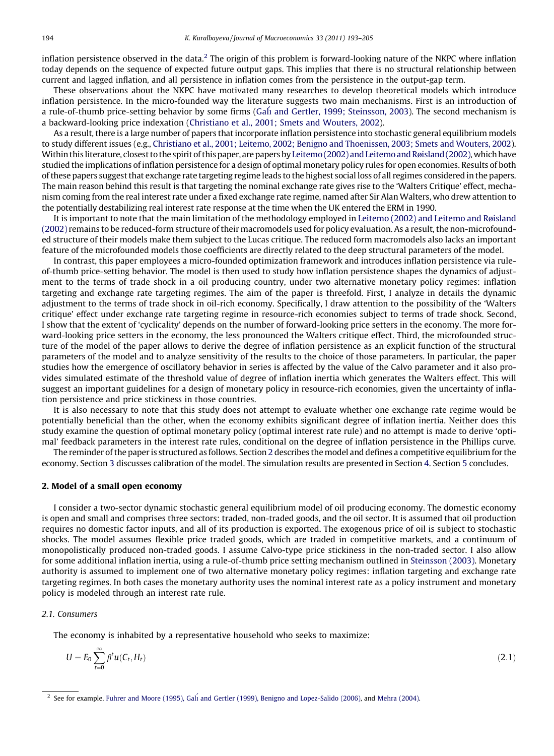inflation persistence observed in the data.[2] The origin of this problem is forward-looking nature of the NKPC where inflation today depends on the sequence of expected future output gaps. This implies that there is no structural relationship between current and lagged inflation, and all persistence in inflation comes from the persistence in the output-gap term.

These observations about the NKPC have motivated many researches to develop theoretical models which introduce inflation persistence. In the micro-founded way the literature suggests two main mechanisms. First is an introduction of a rule-of-thumb price-setting behavior by some firms (Galí and Gertler, 1999; Steinsson, 2003). The second mechanism is a backward-looking price indexation (Christiano et al., 2001; Smets and Wouters, 2002).

As a result, there is a large number of papers that incorporate inflation persistence into stochastic general equilibrium models to study different issues (e.g., Christiano et al., 2001; Leitemo, 2002; Benigno and Thoenissen, 2003; Smets and Wouters, 2002). Within this literature, closest to the spirit of this paper, are papers by Leitemo (2002) and Leitemo and Røisland (2002), which have studied the implications of inflation persistence for a design of optimal monetary policy rules for open economies. Results of both of these papers suggest that exchange rate targeting regime leads to the highest social loss of all regimes considered in the papers. The main reason behind this result is that targeting the nominal exchange rate gives rise to the 'Walters Critique' effect, mechanism coming from the real interest rate under a fixed exchange rate regime, named after Sir Alan Walters, who drew attention to the potentially destabilizing real interest rate response at the time when the UK entered the ERM in 1990.

It is important to note that the main limitation of the methodology employed in Leitemo (2002) and Leitemo and Røisland (2002) remains to be reduced-form structure of their macromodels used for policy evaluation. As a result, the non-microfounded structure of their models make them subject to the Lucas critique. The reduced form macromodels also lacks an important feature of the microfounded models those coefficients are directly related to the deep structural parameters of the model.

In contrast, this paper employees a micro-founded optimization framework and introduces inflation persistence via rule-of-thumb price-setting behavior. The model is then used to study how inflation persistence shapes the dynamics of adjustment to the terms of trade shock in a oil producing country, under two alternative monetary policy regimes: inflation targeting and exchange rate targeting regimes. The aim of the paper is threefold. First, I analyze in details the dynamic adjustment to the terms of trade shock in oil-rich economy. Specifically, I draw attention to the possibility of the 'Walters critique' effect under exchange rate targeting regime in resource-rich economies subject to terms of trade shock. Second, I show that the extent of 'cyclicality' depends on the number of forward-looking price setters in the economy. The more forward-looking price setters in the economy, the less pronounced the Walters critique effect. Third, the microfounded structure of the model of the paper allows to derive the degree of inflation persistence as an explicit function of the structural parameters of the model and to analyze sensitivity of the results to the choice of those parameters. In particular, the paper studies how the emergence of oscillatory behavior in series is affected by the value of the Calvo parameter and it also provides simulated estimate of the threshold value of degree of inflation inertia which generates the Walters effect. This will suggest an important guidelines for a design of monetary policy in resource-rich economies, given the uncertainty of inflation persistence and price stickiness in those countries.

It is also necessary to note that this study does not attempt to evaluate whether one exchange rate regime would be potentially beneficial than the other, when the economy exhibits significant degree of inflation inertia. Neither does this study examine the question of optimal monetary policy (optimal interest rate rule) and no attempt is made to derive 'optimal' feedback parameters in the interest rate rules, conditional on the degree of inflation persistence in the Phillips curve.

The reminder of the paper is structured as follows. Section 2 describes the model and defines a competitive equilibrium for the economy. Section 3 discusses calibration of the model. The simulation results are presented in Section 4. Section 5 concludes.

## 2. Model of a small open economy

I consider a two-sector dynamic stochastic general equilibrium model of oil producing economy. The domestic economy is open and small and comprises three sectors: traded, non-traded goods, and the oil sector. It is assumed that oil production requires no domestic factor inputs, and all of its production is exported. The exogenous price of oil is subject to stochastic shocks. The model assumes flexible price traded goods, which are traded in competitive markets, and a continuum of monopolistically produced non-traded goods. I assume Calvo-type price stickiness in the non-traded sector. I also allow for some additional inflation inertia, using a rule-of-thumb price setting mechanism outlined in Steinsson (2003). Monetary authority is assumed to implement one of two alternative monetary policy regimes: inflation targeting and exchange rate targeting regimes. In both cases the monetary authority uses the nominal interest rate as a policy instrument and monetary policy is modeled through an interest rate rule.

### 2.1. Consumers

The economy is inhabited by a representative household who seeks to maximize:

$$U = E_0 \sum_{t=0}^{\infty} \beta^t u(C_t, H_t) \tag{2.1}$$

[2] See for example, Fuhrer and Moore (1995), Galí and Gertler (1999), Benigno and Lopez-Salido (2006), and Mehra (2004).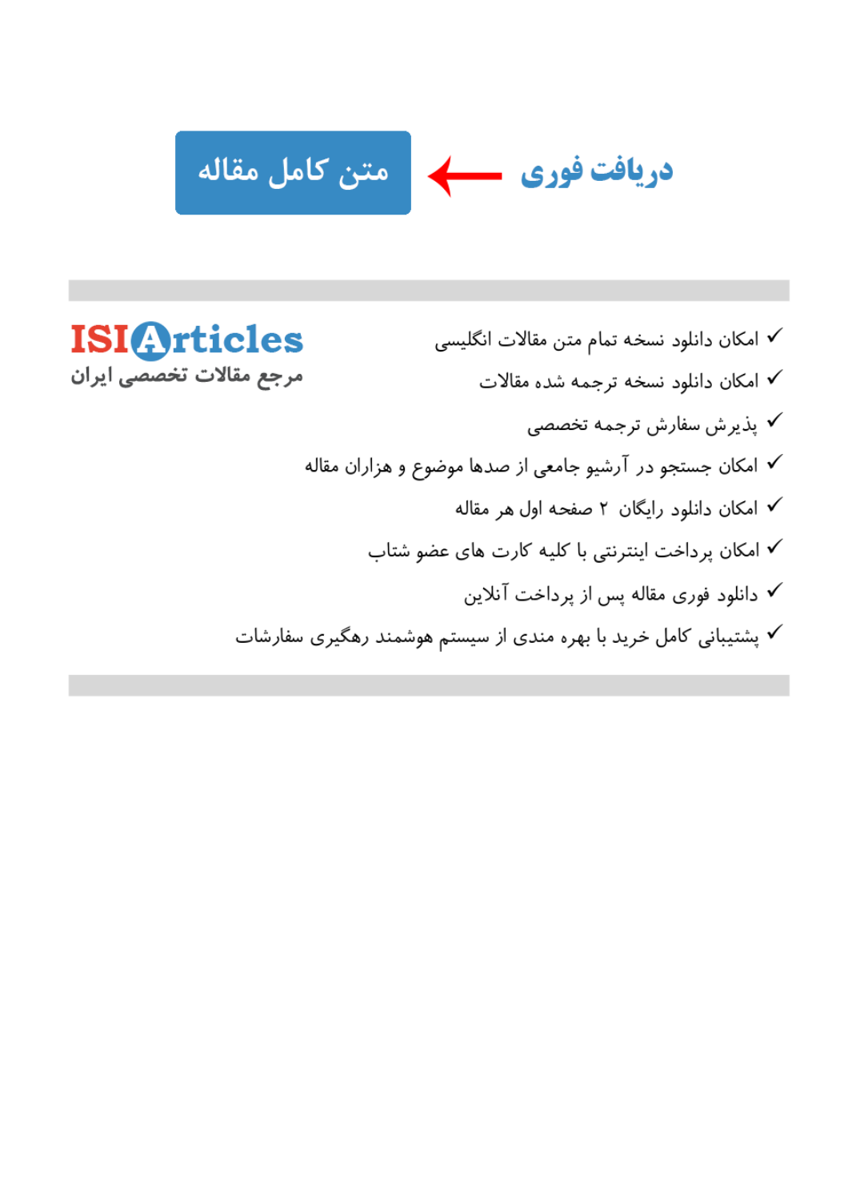دریافت فوری ← متن کامل مقاله

**ISIArticles**
مرجع مقالات تخصصی ایران

- ✓ امکان دانلود نسخه تمام متن مقالات انگلیسی
- ✓ امکان دانلود نسخه ترجمه شده مقالات
- ✓ پذیرش سفارش ترجمه تخصصی
- ✓ امکان جستجو در آرشیو جامعی از صدها موضوع و هزاران مقاله
- ✓ امکان دانلود رایگان ۲ صفحه اول هر مقاله
- ✓ امکان پرداخت اینترنتی با کلیه کارت های عضو شتاب
- ✓ دانلود فوری مقاله پس از پرداخت آنلاین
- ✓ پشتیبانی کامل خرید با بهره مندی از سیستم هوشمند رهگیری سفارشات